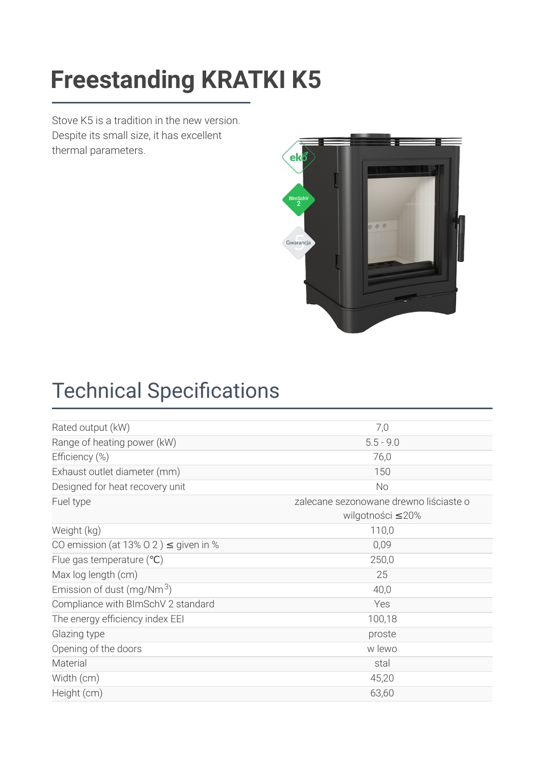# Freestanding KRATKI K5

Stove K5 is a tradition in the new version. Despite its small size, it has excellent thermal parameters.

## Technical Specifications

| | |
|---|---|
| Rated output (kW) | 7,0 |
| Range of heating power (kW) | 5.5 - 9.0 |
| Efficiency (%) | 76,0 |
| Exhaust outlet diameter (mm) | 150 |
| Designed for heat recovery unit | No |
| Fuel type | zalecane sezonowane drewno liściaste o wilgotności ≤20% |
| Weight (kg) | 110,0 |
| CO emission (at 13% $O_2$) ≤ given in % | 0,09 |
| Flue gas temperature (℃) | 250,0 |
| Max log length (cm) | 25 |
| Emission of dust (mg/Nm$^3$) | 40,0 |
| Compliance with BImSchV 2 standard | Yes |
| The energy efficiency index EEI | 100,18 |
| Glazing type | proste |
| Opening of the doors | w lewo |
| Material | stal |
| Width (cm) | 45,20 |
| Height (cm) | 63,60 |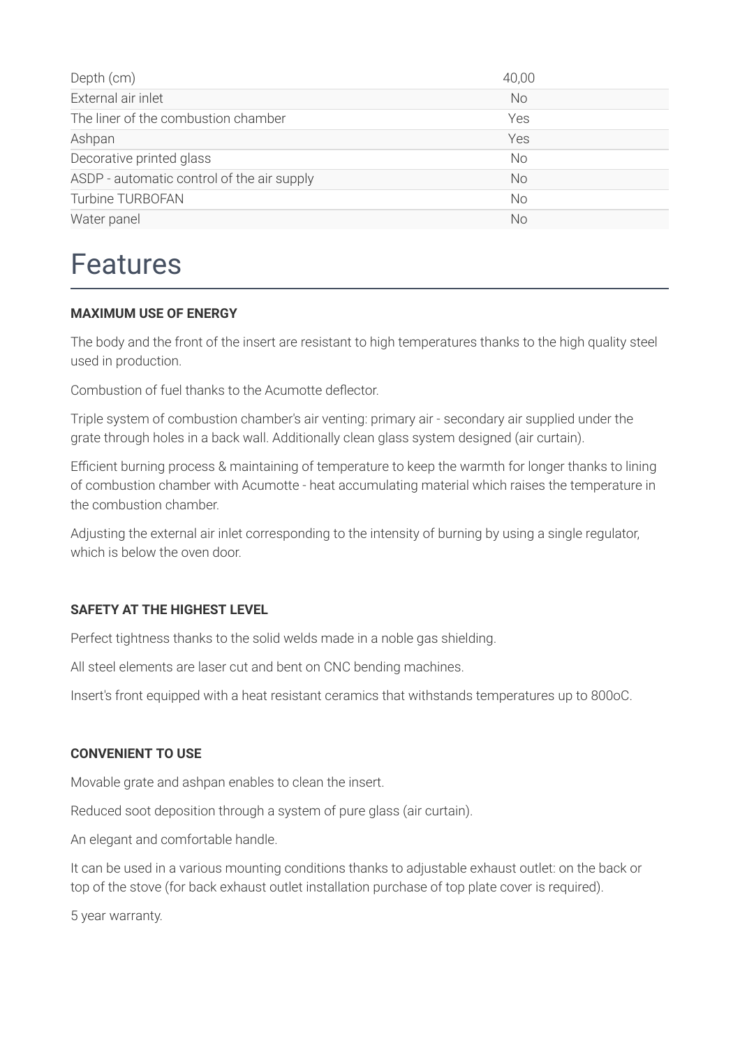| | |
|---|---|
| Depth (cm) | 40,00 |
| External air inlet | No |
| The liner of the combustion chamber | Yes |
| Ashpan | Yes |
| Decorative printed glass | No |
| ASDP - automatic control of the air supply | No |
| Turbine TURBOFAN | No |
| Water panel | No |

# Features

**MAXIMUM USE OF ENERGY**

The body and the front of the insert are resistant to high temperatures thanks to the high quality steel used in production.

Combustion of fuel thanks to the Acumotte deflector.

Triple system of combustion chamber's air venting: primary air - secondary air supplied under the grate through holes in a back wall. Additionally clean glass system designed (air curtain).

Efficient burning process & maintaining of temperature to keep the warmth for longer thanks to lining of combustion chamber with Acumotte - heat accumulating material which raises the temperature in the combustion chamber.

Adjusting the external air inlet corresponding to the intensity of burning by using a single regulator, which is below the oven door.

**SAFETY AT THE HIGHEST LEVEL**

Perfect tightness thanks to the solid welds made in a noble gas shielding.

All steel elements are laser cut and bent on CNC bending machines.

Insert's front equipped with a heat resistant ceramics that withstands temperatures up to 800oC.

**CONVENIENT TO USE**

Movable grate and ashpan enables to clean the insert.

Reduced soot deposition through a system of pure glass (air curtain).

An elegant and comfortable handle.

It can be used in a various mounting conditions thanks to adjustable exhaust outlet: on the back or top of the stove (for back exhaust outlet installation purchase of top plate cover is required).

5 year warranty.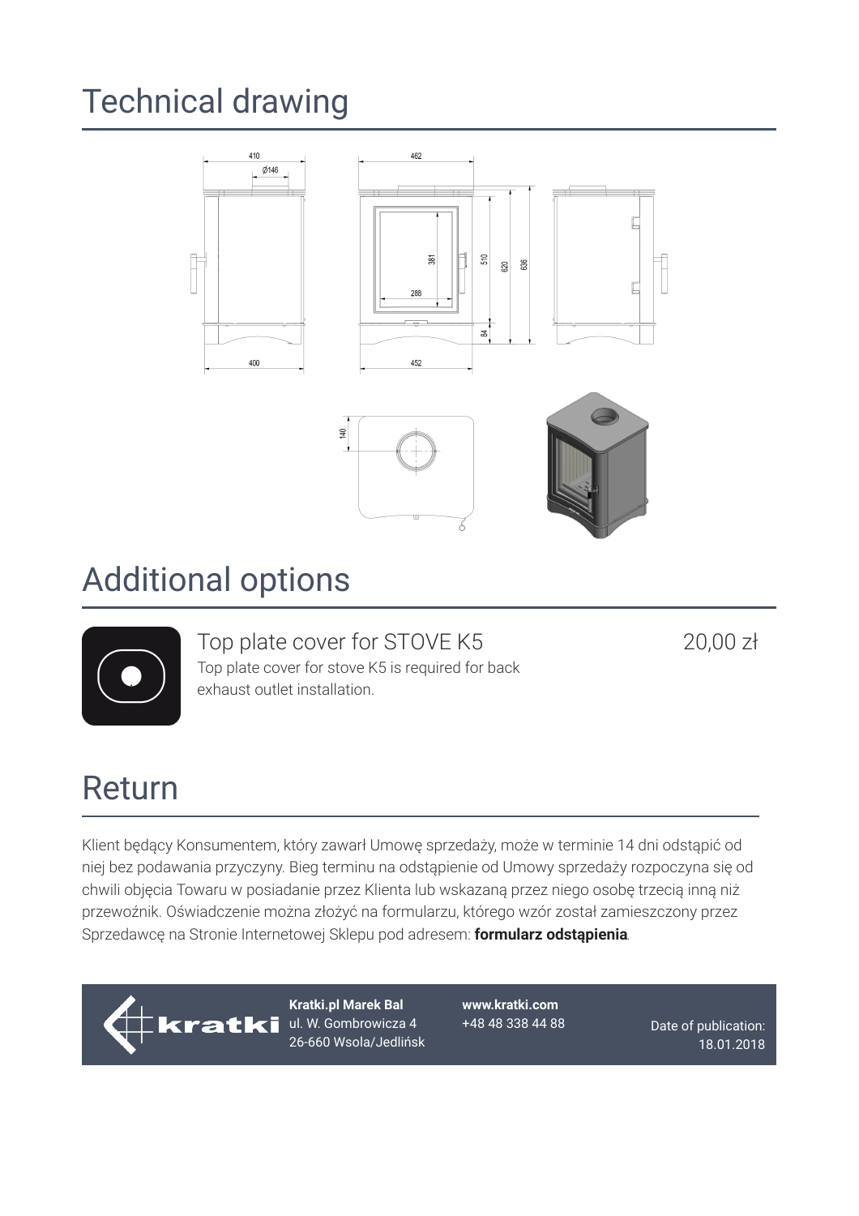# Technical drawing

410
Ø146
400
462
381
288
510
620
636
84
452
140

# Additional options

Top plate cover for STOVE K5

20,00 zł

Top plate cover for stove K5 is required for back exhaust outlet installation.

# Return

Klient będący Konsumentem, który zawarł Umowę sprzedaży, może w terminie 14 dni odstąpić od niej bez podawania przyczyny. Bieg terminu na odstąpienie od Umowy sprzedaży rozpoczyna się od chwili objęcia Towaru w posiadanie przez Klienta lub wskazaną przez niego osobę trzecią inną niż przewoźnik. Oświadczenie można złożyć na formularzu, którego wzór został zamieszczony przez Sprzedawcę na Stronie Internetowej Sklepu pod adresem: **formularz odstąpienia**.

kratki

**Kratki.pl Marek Bal**
ul. W. Gombrowicza 4
26-660 Wsola/Jedlińsk

**www.kratki.com**
+48 48 338 44 88

Date of publication:
18.01.2018